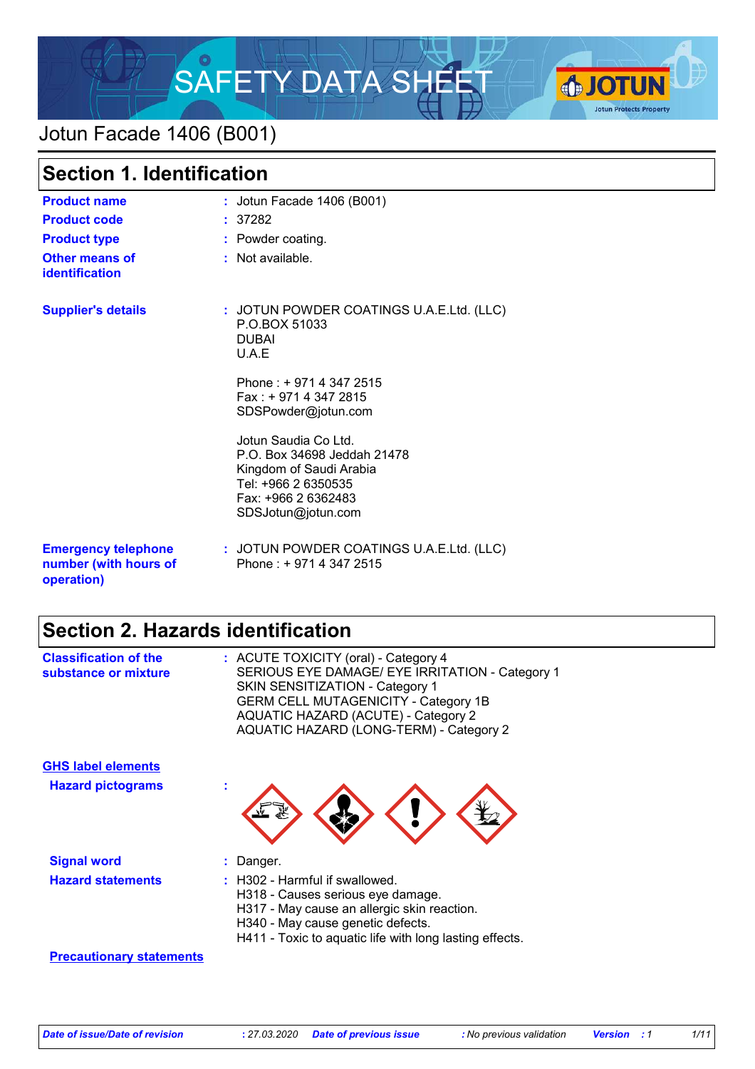# SAFETY DATA SHEET

## Jotun Facade 1406 (B001)

## Section 1. Identification

| | | |
|---|---|---|
| **Product name** | : | Jotun Facade 1406 (B001) |
| **Product code** | : | 37282 |
| **Product type** | : | Powder coating. |
| **Other means of identification** | : | Not available. |
| **Supplier's details** | : | JOTUN POWDER COATINGS U.A.E.Ltd. (LLC)<br>P.O.BOX 51033<br>DUBAI<br>U.A.E<br><br>Phone : + 971 4 347 2515<br>Fax : + 971 4 347 2815<br>SDSPowder@jotun.com<br><br>Jotun Saudia Co Ltd.<br>P.O. Box 34698 Jeddah 21478<br>Kingdom of Saudi Arabia<br>Tel: +966 2 6350535<br>Fax: +966 2 6362483<br>SDSJotun@jotun.com |
| **Emergency telephone number (with hours of operation)** | : | JOTUN POWDER COATINGS U.A.E.Ltd. (LLC)<br>Phone : + 971 4 347 2515 |

## Section 2. Hazards identification

**Classification of the substance or mixture** : ACUTE TOXICITY (oral) - Category 4
SERIOUS EYE DAMAGE/ EYE IRRITATION - Category 1
SKIN SENSITIZATION - Category 1
GERM CELL MUTAGENICITY - Category 1B
AQUATIC HAZARD (ACUTE) - Category 2
AQUATIC HAZARD (LONG-TERM) - Category 2

**GHS label elements**

**Hazard pictograms** :

**Signal word** : Danger.

**Hazard statements** : H302 - Harmful if swallowed.
H318 - Causes serious eye damage.
H317 - May cause an allergic skin reaction.
H340 - May cause genetic defects.
H411 - Toxic to aquatic life with long lasting effects.

**Precautionary statements**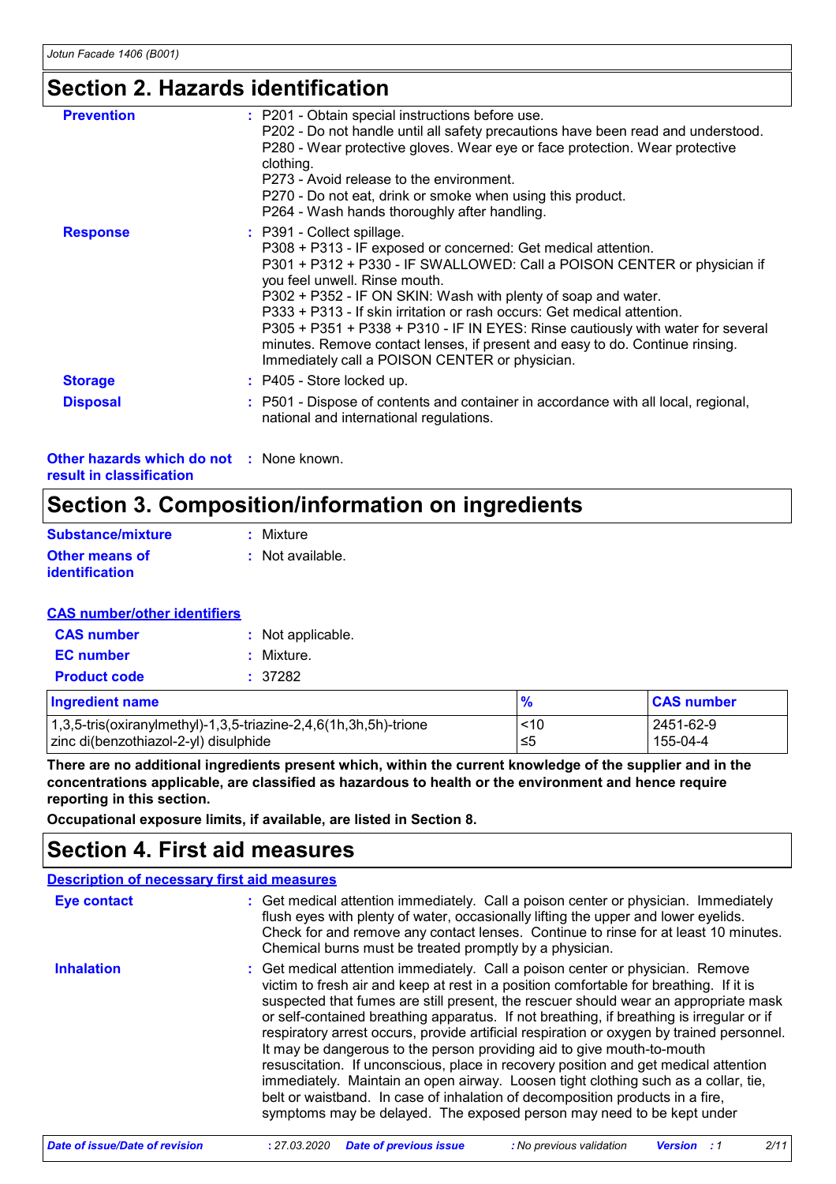## Section 2. Hazards identification

**Prevention** : P201 - Obtain special instructions before use.
P202 - Do not handle until all safety precautions have been read and understood.
P280 - Wear protective gloves. Wear eye or face protection. Wear protective clothing.
P273 - Avoid release to the environment.
P270 - Do not eat, drink or smoke when using this product.
P264 - Wash hands thoroughly after handling.

**Response** : P391 - Collect spillage.
P308 + P313 - IF exposed or concerned: Get medical attention.
P301 + P312 + P330 - IF SWALLOWED: Call a POISON CENTER or physician if you feel unwell. Rinse mouth.
P302 + P352 - IF ON SKIN: Wash with plenty of soap and water.
P333 + P313 - If skin irritation or rash occurs: Get medical attention.
P305 + P351 + P338 + P310 - IF IN EYES: Rinse cautiously with water for several minutes. Remove contact lenses, if present and easy to do. Continue rinsing. Immediately call a POISON CENTER or physician.

**Storage** : P405 - Store locked up.

**Disposal** : P501 - Dispose of contents and container in accordance with all local, regional, national and international regulations.

**Other hazards which do not result in classification** : None known.

## Section 3. Composition/information on ingredients

**Substance/mixture** : Mixture

**Other means of identification** : Not available.

**CAS number/other identifiers**

**CAS number** : Not applicable.

**EC number** : Mixture.

**Product code** : 37282

| Ingredient name | % | CAS number |
|---|---|---|
| 1,3,5-tris(oxiranylmethyl)-1,3,5-triazine-2,4,6(1h,3h,5h)-trione | <10 | 2451-62-9 |
| zinc di(benzothiazol-2-yl) disulphide | ≤5 | 155-04-4 |

**There are no additional ingredients present which, within the current knowledge of the supplier and in the concentrations applicable, are classified as hazardous to health or the environment and hence require reporting in this section.**

**Occupational exposure limits, if available, are listed in Section 8.**

## Section 4. First aid measures

**Description of necessary first aid measures**

**Eye contact** : Get medical attention immediately. Call a poison center or physician. Immediately flush eyes with plenty of water, occasionally lifting the upper and lower eyelids. Check for and remove any contact lenses. Continue to rinse for at least 10 minutes. Chemical burns must be treated promptly by a physician.

**Inhalation** : Get medical attention immediately. Call a poison center or physician. Remove victim to fresh air and keep at rest in a position comfortable for breathing. If it is suspected that fumes are still present, the rescuer should wear an appropriate mask or self-contained breathing apparatus. If not breathing, if breathing is irregular or if respiratory arrest occurs, provide artificial respiration or oxygen by trained personnel. It may be dangerous to the person providing aid to give mouth-to-mouth resuscitation. If unconscious, place in recovery position and get medical attention immediately. Maintain an open airway. Loosen tight clothing such as a collar, tie, belt or waistband. In case of inhalation of decomposition products in a fire, symptoms may be delayed. The exposed person may need to be kept under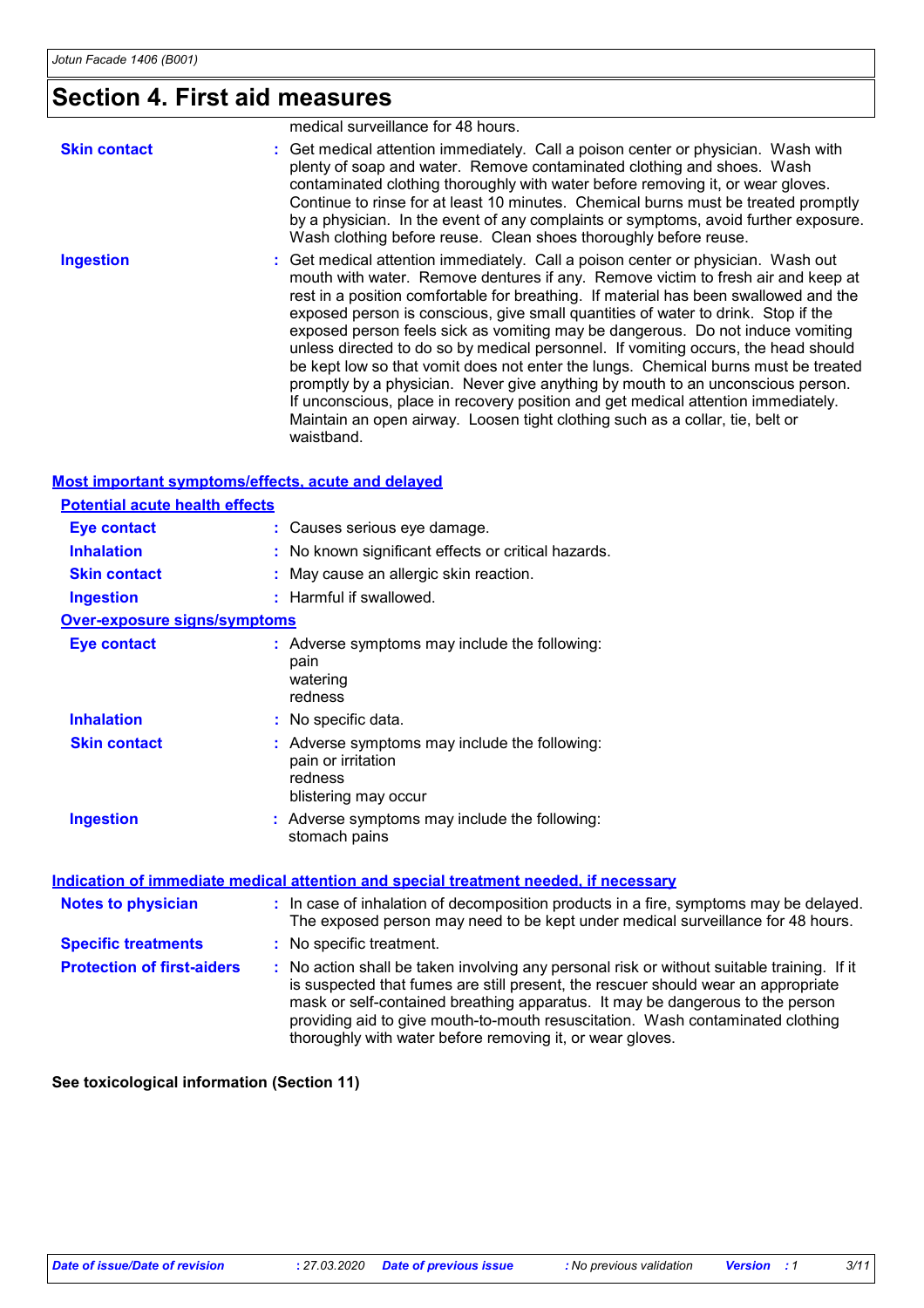## Section 4. First aid measures

medical surveillance for 48 hours.

**Skin contact** : Get medical attention immediately. Call a poison center or physician. Wash with plenty of soap and water. Remove contaminated clothing and shoes. Wash contaminated clothing thoroughly with water before removing it, or wear gloves. Continue to rinse for at least 10 minutes. Chemical burns must be treated promptly by a physician. In the event of any complaints or symptoms, avoid further exposure. Wash clothing before reuse. Clean shoes thoroughly before reuse.

**Ingestion** : Get medical attention immediately. Call a poison center or physician. Wash out mouth with water. Remove dentures if any. Remove victim to fresh air and keep at rest in a position comfortable for breathing. If material has been swallowed and the exposed person is conscious, give small quantities of water to drink. Stop if the exposed person feels sick as vomiting may be dangerous. Do not induce vomiting unless directed to do so by medical personnel. If vomiting occurs, the head should be kept low so that vomit does not enter the lungs. Chemical burns must be treated promptly by a physician. Never give anything by mouth to an unconscious person. If unconscious, place in recovery position and get medical attention immediately. Maintain an open airway. Loosen tight clothing such as a collar, tie, belt or waistband.

### Most important symptoms/effects, acute and delayed

#### Potential acute health effects

**Eye contact** : Causes serious eye damage.

**Inhalation** : No known significant effects or critical hazards.

**Skin contact** : May cause an allergic skin reaction.

**Ingestion** : Harmful if swallowed.

#### Over-exposure signs/symptoms

**Eye contact** : Adverse symptoms may include the following:
pain
watering
redness

**Inhalation** : No specific data.

**Skin contact** : Adverse symptoms may include the following:
pain or irritation
redness
blistering may occur

**Ingestion** : Adverse symptoms may include the following:
stomach pains

### Indication of immediate medical attention and special treatment needed, if necessary

**Notes to physician** : In case of inhalation of decomposition products in a fire, symptoms may be delayed. The exposed person may need to be kept under medical surveillance for 48 hours.

**Specific treatments** : No specific treatment.

**Protection of first-aiders** : No action shall be taken involving any personal risk or without suitable training. If it is suspected that fumes are still present, the rescuer should wear an appropriate mask or self-contained breathing apparatus. It may be dangerous to the person providing aid to give mouth-to-mouth resuscitation. Wash contaminated clothing thoroughly with water before removing it, or wear gloves.

**See toxicological information (Section 11)**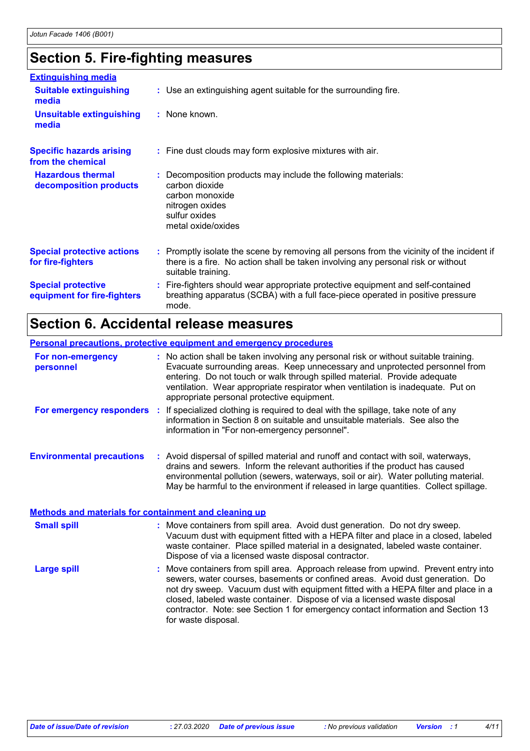# Section 5. Fire-fighting measures

### Extinguishing media

**Suitable extinguishing media** : Use an extinguishing agent suitable for the surrounding fire.

**Unsuitable extinguishing media** : None known.

**Specific hazards arising from the chemical** : Fine dust clouds may form explosive mixtures with air.

**Hazardous thermal decomposition products** : Decomposition products may include the following materials:
carbon dioxide
carbon monoxide
nitrogen oxides
sulfur oxides
metal oxide/oxides

**Special protective actions for fire-fighters** : Promptly isolate the scene by removing all persons from the vicinity of the incident if there is a fire. No action shall be taken involving any personal risk or without suitable training.

**Special protective equipment for fire-fighters** : Fire-fighters should wear appropriate protective equipment and self-contained breathing apparatus (SCBA) with a full face-piece operated in positive pressure mode.

# Section 6. Accidental release measures

### Personal precautions, protective equipment and emergency procedures

**For non-emergency personnel** : No action shall be taken involving any personal risk or without suitable training. Evacuate surrounding areas. Keep unnecessary and unprotected personnel from entering. Do not touch or walk through spilled material. Provide adequate ventilation. Wear appropriate respirator when ventilation is inadequate. Put on appropriate personal protective equipment.

**For emergency responders** : If specialized clothing is required to deal with the spillage, take note of any information in Section 8 on suitable and unsuitable materials. See also the information in "For non-emergency personnel".

**Environmental precautions** : Avoid dispersal of spilled material and runoff and contact with soil, waterways, drains and sewers. Inform the relevant authorities if the product has caused environmental pollution (sewers, waterways, soil or air). Water polluting material. May be harmful to the environment if released in large quantities. Collect spillage.

### Methods and materials for containment and cleaning up

**Small spill** : Move containers from spill area. Avoid dust generation. Do not dry sweep. Vacuum dust with equipment fitted with a HEPA filter and place in a closed, labeled waste container. Place spilled material in a designated, labeled waste container. Dispose of via a licensed waste disposal contractor.

**Large spill** : Move containers from spill area. Approach release from upwind. Prevent entry into sewers, water courses, basements or confined areas. Avoid dust generation. Do not dry sweep. Vacuum dust with equipment fitted with a HEPA filter and place in a closed, labeled waste container. Dispose of via a licensed waste disposal contractor. Note: see Section 1 for emergency contact information and Section 13 for waste disposal.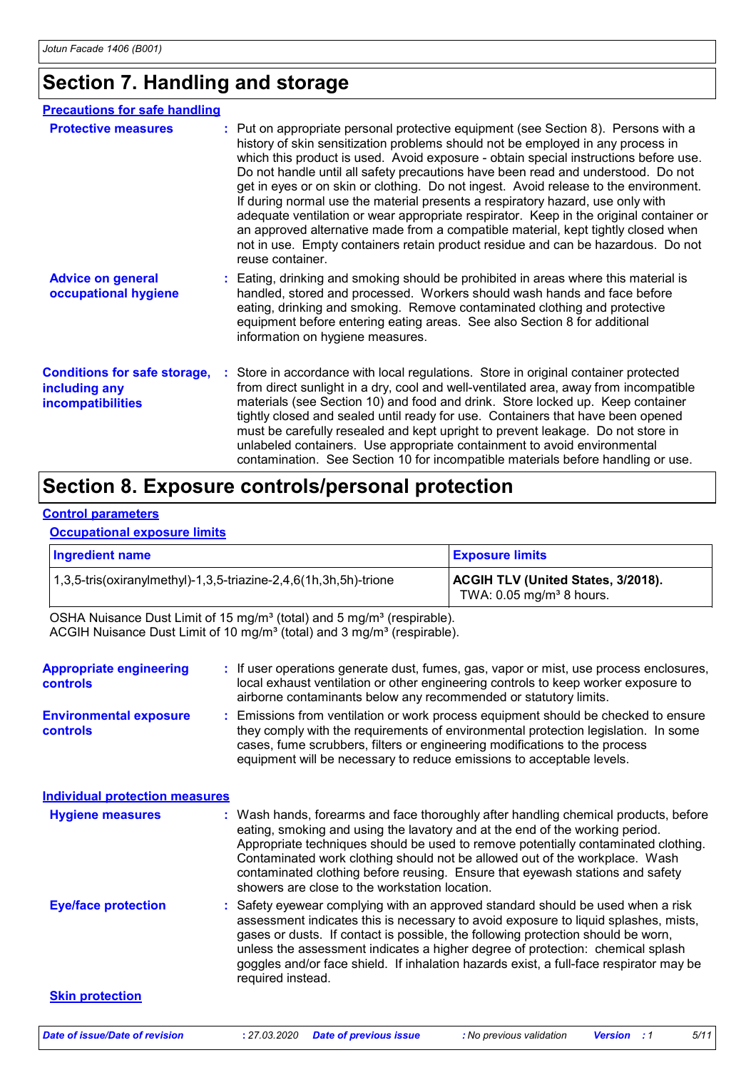## Section 7. Handling and storage

### Precautions for safe handling

**Protective measures** : Put on appropriate personal protective equipment (see Section 8). Persons with a history of skin sensitization problems should not be employed in any process in which this product is used. Avoid exposure - obtain special instructions before use. Do not handle until all safety precautions have been read and understood. Do not get in eyes or on skin or clothing. Do not ingest. Avoid release to the environment. If during normal use the material presents a respiratory hazard, use only with adequate ventilation or wear appropriate respirator. Keep in the original container or an approved alternative made from a compatible material, kept tightly closed when not in use. Empty containers retain product residue and can be hazardous. Do not reuse container.

**Advice on general occupational hygiene** : Eating, drinking and smoking should be prohibited in areas where this material is handled, stored and processed. Workers should wash hands and face before eating, drinking and smoking. Remove contaminated clothing and protective equipment before entering eating areas. See also Section 8 for additional information on hygiene measures.

**Conditions for safe storage, including any incompatibilities** : Store in accordance with local regulations. Store in original container protected from direct sunlight in a dry, cool and well-ventilated area, away from incompatible materials (see Section 10) and food and drink. Store locked up. Keep container tightly closed and sealed until ready for use. Containers that have been opened must be carefully resealed and kept upright to prevent leakage. Do not store in unlabeled containers. Use appropriate containment to avoid environmental contamination. See Section 10 for incompatible materials before handling or use.

## Section 8. Exposure controls/personal protection

### Control parameters

#### Occupational exposure limits

| Ingredient name | Exposure limits |
|---|---|
| 1,3,5-tris(oxiranylmethyl)-1,3,5-triazine-2,4,6(1h,3h,5h)-trione | **ACGIH TLV (United States, 3/2018).** TWA: 0.05 mg/m³ 8 hours. |

OSHA Nuisance Dust Limit of 15 mg/m³ (total) and 5 mg/m³ (respirable).
ACGIH Nuisance Dust Limit of 10 mg/m³ (total) and 3 mg/m³ (respirable).

**Appropriate engineering controls** : If user operations generate dust, fumes, gas, vapor or mist, use process enclosures, local exhaust ventilation or other engineering controls to keep worker exposure to airborne contaminants below any recommended or statutory limits.

**Environmental exposure controls** : Emissions from ventilation or work process equipment should be checked to ensure they comply with the requirements of environmental protection legislation. In some cases, fume scrubbers, filters or engineering modifications to the process equipment will be necessary to reduce emissions to acceptable levels.

### Individual protection measures

**Hygiene measures** : Wash hands, forearms and face thoroughly after handling chemical products, before eating, smoking and using the lavatory and at the end of the working period. Appropriate techniques should be used to remove potentially contaminated clothing. Contaminated work clothing should not be allowed out of the workplace. Wash contaminated clothing before reusing. Ensure that eyewash stations and safety showers are close to the workstation location.

**Eye/face protection** : Safety eyewear complying with an approved standard should be used when a risk assessment indicates this is necessary to avoid exposure to liquid splashes, mists, gases or dusts. If contact is possible, the following protection should be worn, unless the assessment indicates a higher degree of protection: chemical splash goggles and/or face shield. If inhalation hazards exist, a full-face respirator may be required instead.

**Skin protection**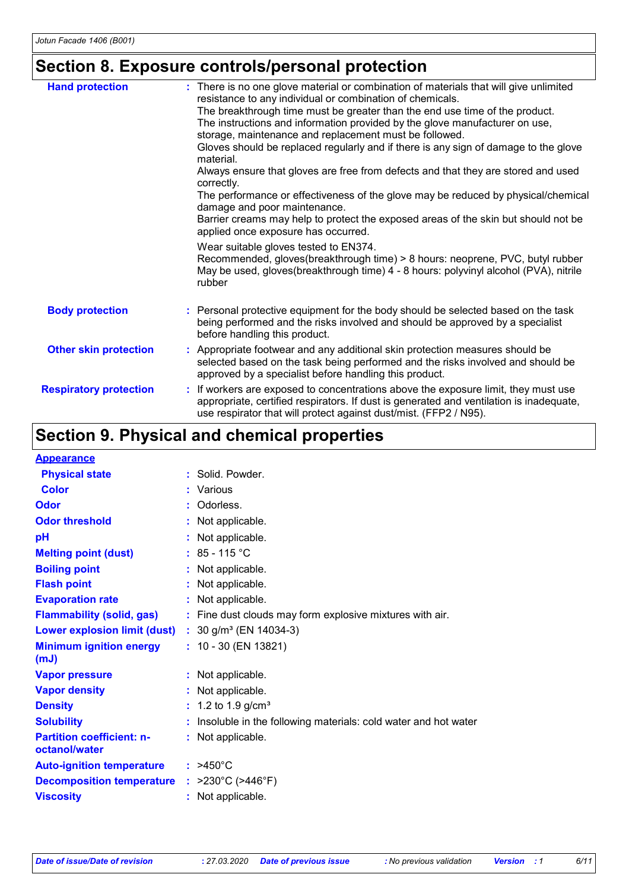## Section 8. Exposure controls/personal protection

**Hand protection** : There is no one glove material or combination of materials that will give unlimited resistance to any individual or combination of chemicals.
The breakthrough time must be greater than the end use time of the product.
The instructions and information provided by the glove manufacturer on use, storage, maintenance and replacement must be followed.
Gloves should be replaced regularly and if there is any sign of damage to the glove material.
Always ensure that gloves are free from defects and that they are stored and used correctly.
The performance or effectiveness of the glove may be reduced by physical/chemical damage and poor maintenance.
Barrier creams may help to protect the exposed areas of the skin but should not be applied once exposure has occurred.

Wear suitable gloves tested to EN374.
Recommended, gloves(breakthrough time) > 8 hours: neoprene, PVC, butyl rubber
May be used, gloves(breakthrough time) 4 - 8 hours: polyvinyl alcohol (PVA), nitrile rubber

**Body protection** : Personal protective equipment for the body should be selected based on the task being performed and the risks involved and should be approved by a specialist before handling this product.

**Other skin protection** : Appropriate footwear and any additional skin protection measures should be selected based on the task being performed and the risks involved and should be approved by a specialist before handling this product.

**Respiratory protection** : If workers are exposed to concentrations above the exposure limit, they must use appropriate, certified respirators. If dust is generated and ventilation is inadequate, use respirator that will protect against dust/mist. (FFP2 / N95).

## Section 9. Physical and chemical properties

**Appearance**

| | |
|---|---|
| Physical state | : Solid. Powder. |
| Color | : Various |
| Odor | : Odorless. |
| Odor threshold | : Not applicable. |
| pH | : Not applicable. |
| Melting point (dust) | : 85 - 115 °C |
| Boiling point | : Not applicable. |
| Flash point | : Not applicable. |
| Evaporation rate | : Not applicable. |
| Flammability (solid, gas) | : Fine dust clouds may form explosive mixtures with air. |
| Lower explosion limit (dust) | : 30 g/m³ (EN 14034-3) |
| Minimum ignition energy (mJ) | : 10 - 30 (EN 13821) |
| Vapor pressure | : Not applicable. |
| Vapor density | : Not applicable. |
| Density | : 1.2 to 1.9 g/cm³ |
| Solubility | : Insoluble in the following materials: cold water and hot water |
| Partition coefficient: n-octanol/water | : Not applicable. |
| Auto-ignition temperature | : >450°C |
| Decomposition temperature | : >230°C (>446°F) |
| Viscosity | : Not applicable. |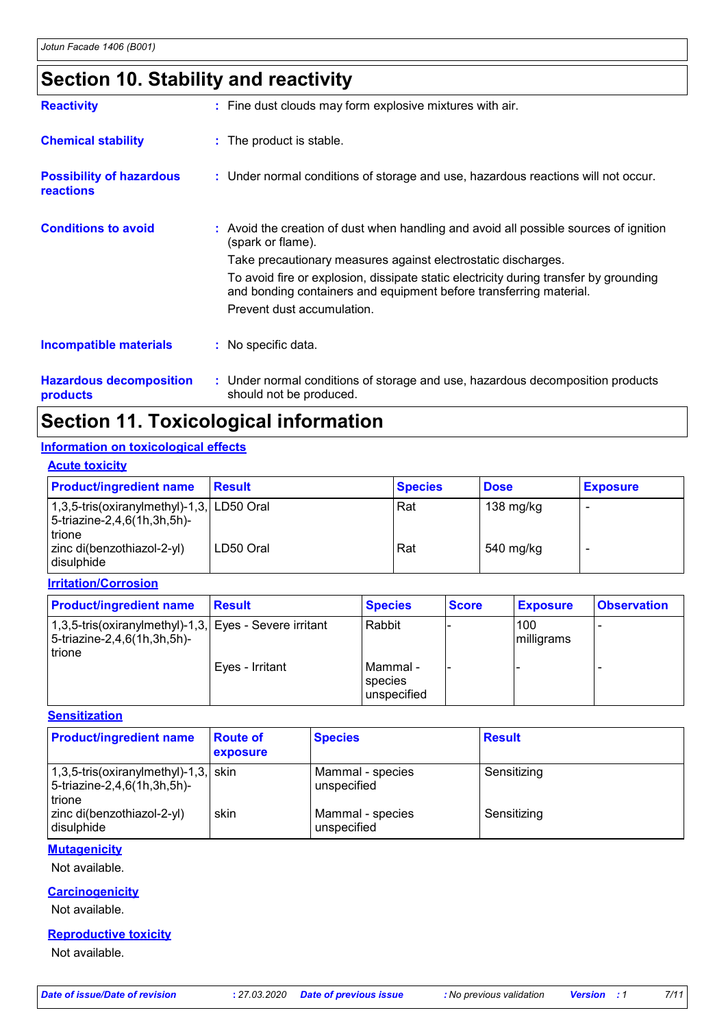# Section 10. Stability and reactivity

**Reactivity** : Fine dust clouds may form explosive mixtures with air.

**Chemical stability** : The product is stable.

**Possibility of hazardous reactions** : Under normal conditions of storage and use, hazardous reactions will not occur.

**Conditions to avoid** : Avoid the creation of dust when handling and avoid all possible sources of ignition (spark or flame).

Take precautionary measures against electrostatic discharges.

To avoid fire or explosion, dissipate static electricity during transfer by grounding and bonding containers and equipment before transferring material.

Prevent dust accumulation.

**Incompatible materials** : No specific data.

**Hazardous decomposition products** : Under normal conditions of storage and use, hazardous decomposition products should not be produced.

# Section 11. Toxicological information

## Information on toxicological effects

### Acute toxicity

| Product/ingredient name | Result | Species | Dose | Exposure |
|---|---|---|---|---|
| 1,3,5-tris(oxiranylmethyl)-1,3,5-triazine-2,4,6(1h,3h,5h)-trione | LD50 Oral | Rat | 138 mg/kg | - |
| zinc di(benzothiazol-2-yl) disulphide | LD50 Oral | Rat | 540 mg/kg | - |

### Irritation/Corrosion

| Product/ingredient name | Result | Species | Score | Exposure | Observation |
|---|---|---|---|---|---|
| 1,3,5-tris(oxiranylmethyl)-1,3,5-triazine-2,4,6(1h,3h,5h)-trione | Eyes - Severe irritant | Rabbit | - | 100 milligrams | - |
| | Eyes - Irritant | Mammal - species unspecified | - | - | - |

### Sensitization

| Product/ingredient name | Route of exposure | Species | Result |
|---|---|---|---|
| 1,3,5-tris(oxiranylmethyl)-1,3,5-triazine-2,4,6(1h,3h,5h)-trione | skin | Mammal - species unspecified | Sensitizing |
| zinc di(benzothiazol-2-yl) disulphide | skin | Mammal - species unspecified | Sensitizing |

### Mutagenicity

Not available.

### Carcinogenicity

Not available.

### Reproductive toxicity

Not available.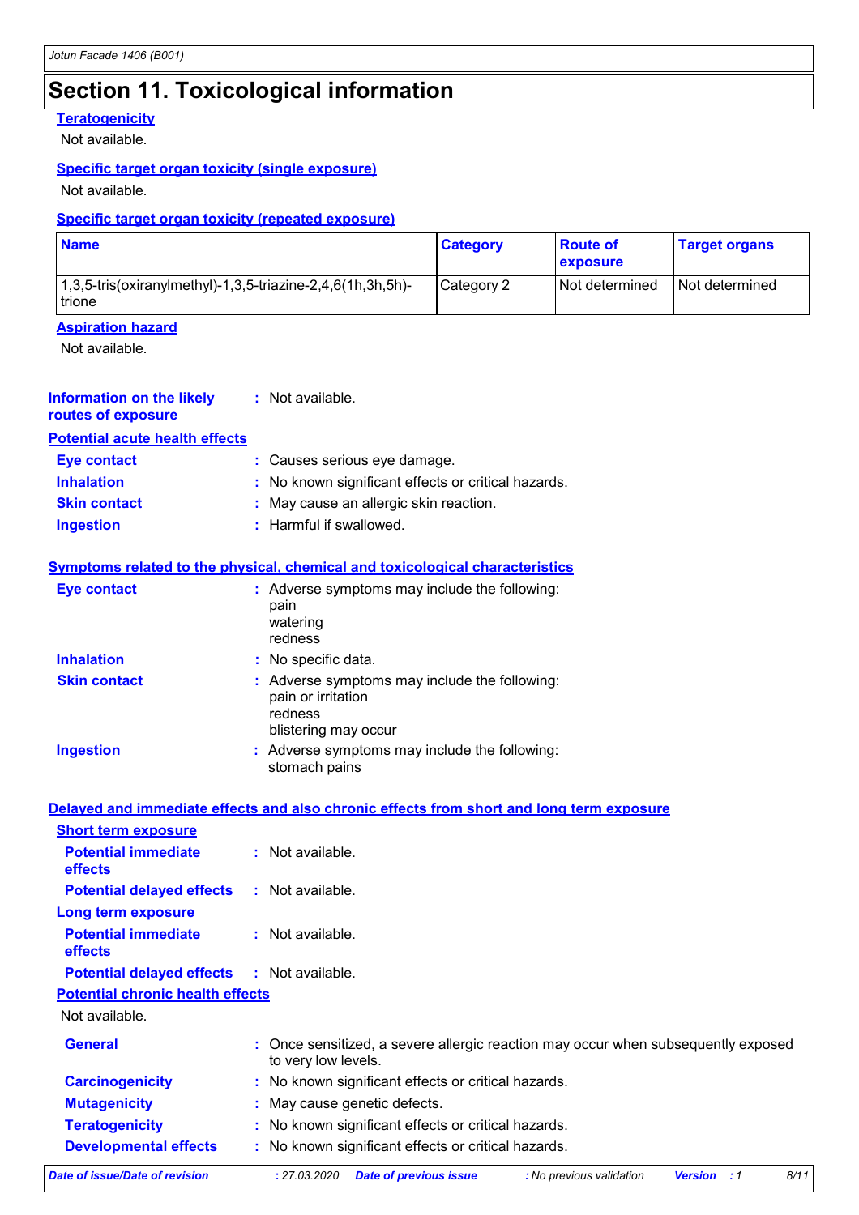# Section 11. Toxicological information

**Teratogenicity**

Not available.

**Specific target organ toxicity (single exposure)**

Not available.

**Specific target organ toxicity (repeated exposure)**

| Name | Category | Route of exposure | Target organs |
|---|---|---|---|
| 1,3,5-tris(oxiranylmethyl)-1,3,5-triazine-2,4,6(1h,3h,5h)-trione | Category 2 | Not determined | Not determined |

**Aspiration hazard**

Not available.

**Information on the likely routes of exposure** : Not available.

**Potential acute health effects**

**Eye contact** : Causes serious eye damage.

**Inhalation** : No known significant effects or critical hazards.

**Skin contact** : May cause an allergic skin reaction.

**Ingestion** : Harmful if swallowed.

**Symptoms related to the physical, chemical and toxicological characteristics**

**Eye contact** : Adverse symptoms may include the following:
pain
watering
redness

**Inhalation** : No specific data.

**Skin contact** : Adverse symptoms may include the following:
pain or irritation
redness
blistering may occur

**Ingestion** : Adverse symptoms may include the following:
stomach pains

**Delayed and immediate effects and also chronic effects from short and long term exposure**

**Short term exposure**

**Potential immediate effects** : Not available.

**Potential delayed effects** : Not available.

**Long term exposure**

**Potential immediate effects** : Not available.

**Potential delayed effects** : Not available.

**Potential chronic health effects**

Not available.

**General** : Once sensitized, a severe allergic reaction may occur when subsequently exposed to very low levels.

**Carcinogenicity** : No known significant effects or critical hazards.

**Mutagenicity** : May cause genetic defects.

**Teratogenicity** : No known significant effects or critical hazards.

**Developmental effects** : No known significant effects or critical hazards.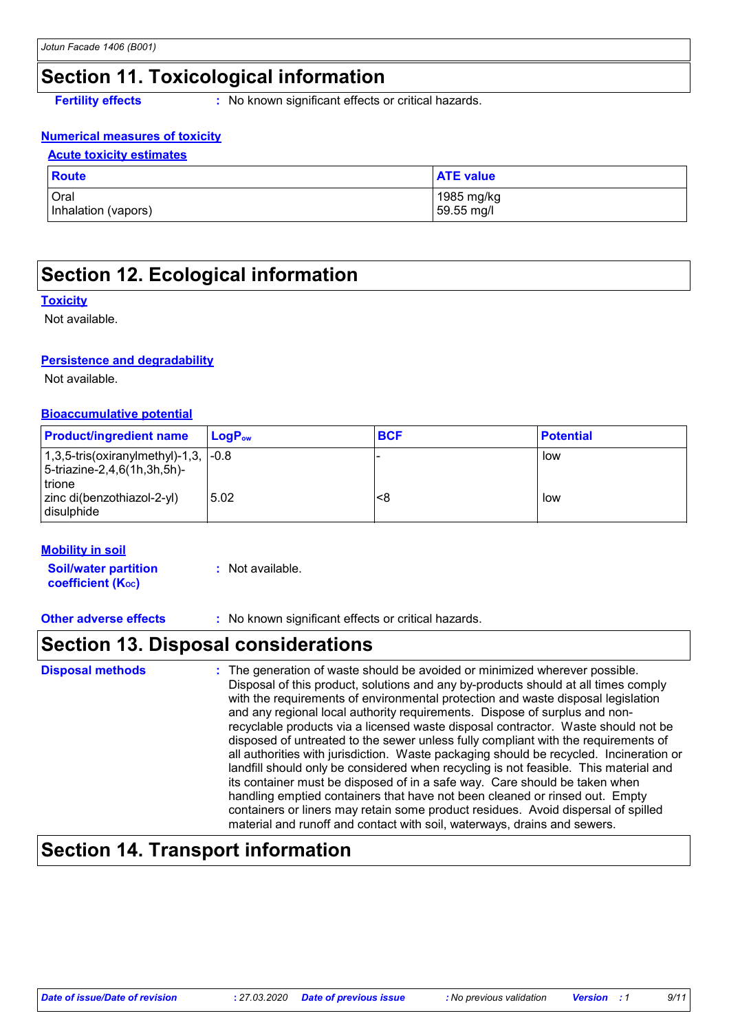# Section 11. Toxicological information

**Fertility effects** : No known significant effects or critical hazards.

### Numerical measures of toxicity

#### Acute toxicity estimates

| Route | ATE value |
|---|---|
| Oral | 1985 mg/kg |
| Inhalation (vapors) | 59.55 mg/l |

# Section 12. Ecological information

### Toxicity

Not available.

### Persistence and degradability

Not available.

### Bioaccumulative potential

| Product/ingredient name | $LogP_{ow}$ | BCF | Potential |
|---|---|---|---|
| 1,3,5-tris(oxiranylmethyl)-1,3,5-triazine-2,4,6(1h,3h,5h)-trione | -0.8 | - | low |
| zinc di(benzothiazol-2-yl) disulphide | 5.02 | <8 | low |

### Mobility in soil

**Soil/water partition coefficient ($K_{OC}$)** : Not available.

**Other adverse effects** : No known significant effects or critical hazards.

# Section 13. Disposal considerations

**Disposal methods** : The generation of waste should be avoided or minimized wherever possible. Disposal of this product, solutions and any by-products should at all times comply with the requirements of environmental protection and waste disposal legislation and any regional local authority requirements. Dispose of surplus and non-recyclable products via a licensed waste disposal contractor. Waste should not be disposed of untreated to the sewer unless fully compliant with the requirements of all authorities with jurisdiction. Waste packaging should be recycled. Incineration or landfill should only be considered when recycling is not feasible. This material and its container must be disposed of in a safe way. Care should be taken when handling emptied containers that have not been cleaned or rinsed out. Empty containers or liners may retain some product residues. Avoid dispersal of spilled material and runoff and contact with soil, waterways, drains and sewers.

# Section 14. Transport information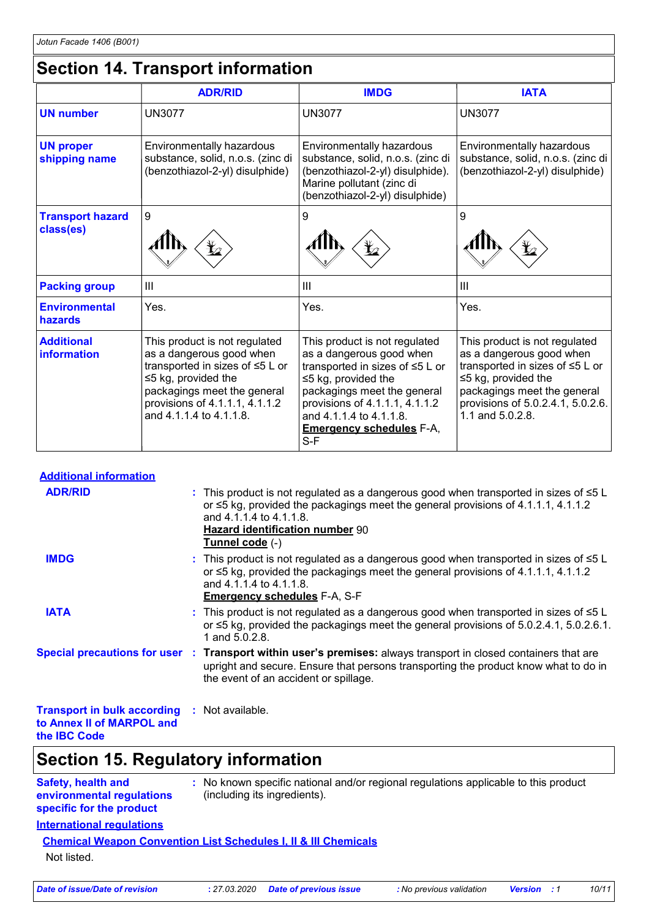## Section 14. Transport information

| | ADR/RID | IMDG | IATA |
|---|---|---|---|
| **UN number** | UN3077 | UN3077 | UN3077 |
| **UN proper shipping name** | Environmentally hazardous substance, solid, n.o.s. (zinc di (benzothiazol-2-yl) disulphide) | Environmentally hazardous substance, solid, n.o.s. (zinc di (benzothiazol-2-yl) disulphide). Marine pollutant (zinc di (benzothiazol-2-yl) disulphide) | Environmentally hazardous substance, solid, n.o.s. (zinc di (benzothiazol-2-yl) disulphide) |
| **Transport hazard class(es)** | 9 | 9 | 9 |
| **Packing group** | III | III | III |
| **Environmental hazards** | Yes. | Yes. | Yes. |
| **Additional information** | This product is not regulated as a dangerous good when transported in sizes of ≤5 L or ≤5 kg, provided the packagings meet the general provisions of 4.1.1.1, 4.1.1.2 and 4.1.1.4 to 4.1.1.8. | This product is not regulated as a dangerous good when transported in sizes of ≤5 L or ≤5 kg, provided the packagings meet the general provisions of 4.1.1.1, 4.1.1.2 and 4.1.1.4 to 4.1.1.8. **Emergency schedules** F-A, S-F | This product is not regulated as a dangerous good when transported in sizes of ≤5 L or ≤5 kg, provided the packagings meet the general provisions of 5.0.2.4.1, 5.0.2.6.1.1 and 5.0.2.8. |

**Additional information**

**ADR/RID** : This product is not regulated as a dangerous good when transported in sizes of ≤5 L or ≤5 kg, provided the packagings meet the general provisions of 4.1.1.1, 4.1.1.2 and 4.1.1.4 to 4.1.1.8.
**Hazard identification number** 90
**Tunnel code** (-)

**IMDG** : This product is not regulated as a dangerous good when transported in sizes of ≤5 L or ≤5 kg, provided the packagings meet the general provisions of 4.1.1.1, 4.1.1.2 and 4.1.1.4 to 4.1.1.8.
**Emergency schedules** F-A, S-F

**IATA** : This product is not regulated as a dangerous good when transported in sizes of ≤5 L or ≤5 kg, provided the packagings meet the general provisions of 5.0.2.4.1, 5.0.2.6.1.1 and 5.0.2.8.

**Special precautions for user** : **Transport within user's premises:** always transport in closed containers that are upright and secure. Ensure that persons transporting the product know what to do in the event of an accident or spillage.

**Transport in bulk according to Annex II of MARPOL and the IBC Code** : Not available.

## Section 15. Regulatory information

**Safety, health and environmental regulations specific for the product** : No known specific national and/or regional regulations applicable to this product (including its ingredients).

**International regulations**

**Chemical Weapon Convention List Schedules I, II & III Chemicals**

Not listed.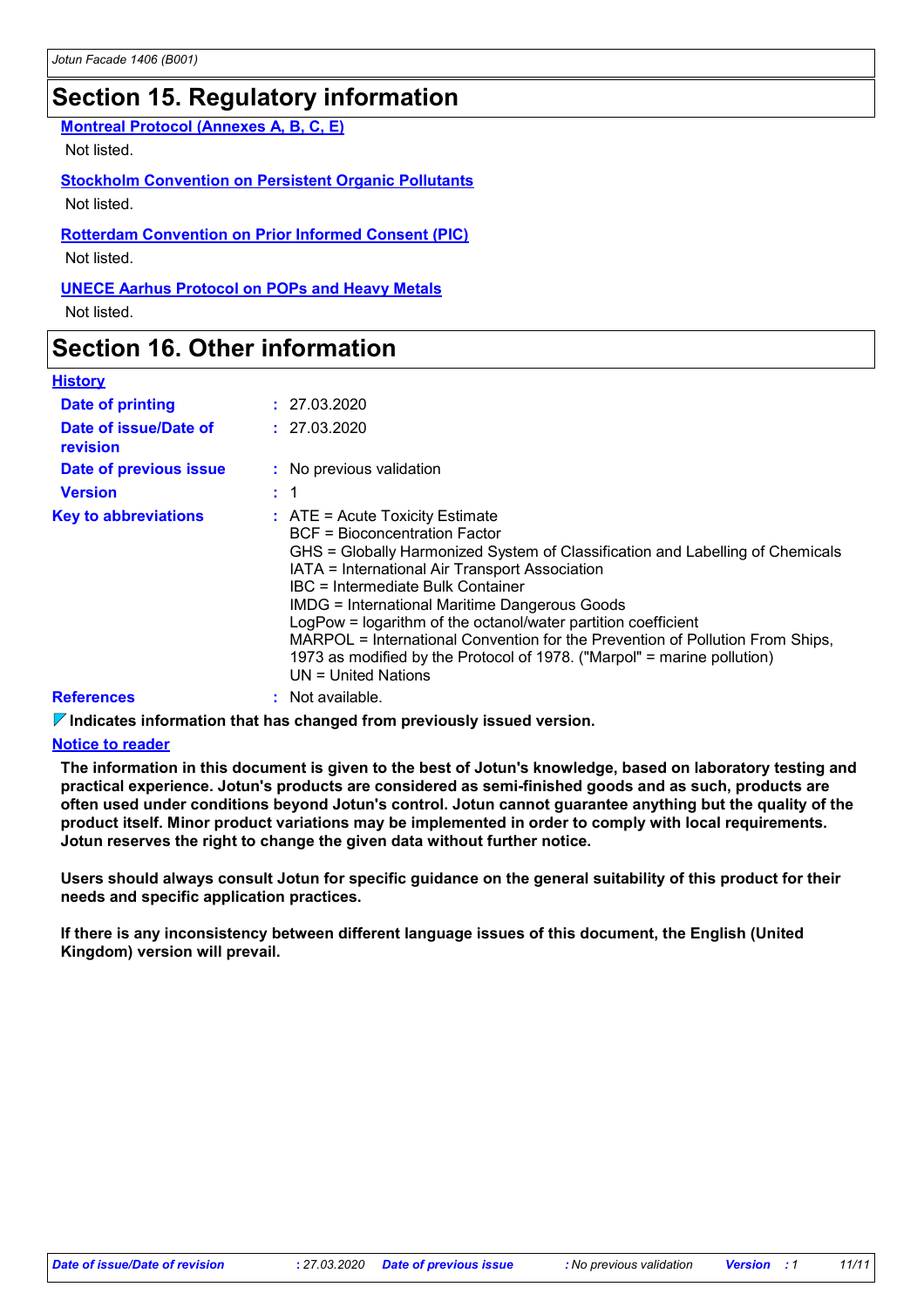## Section 15. Regulatory information

**Montreal Protocol (Annexes A, B, C, E)**

Not listed.

**Stockholm Convention on Persistent Organic Pollutants**

Not listed.

**Rotterdam Convention on Prior Informed Consent (PIC)**

Not listed.

**UNECE Aarhus Protocol on POPs and Heavy Metals**

Not listed.

## Section 16. Other information

**History**

**Date of printing** : 27.03.2020

**Date of issue/Date of revision** : 27.03.2020

**Date of previous issue** : No previous validation

**Version** : 1

**Key to abbreviations** : ATE = Acute Toxicity Estimate
BCF = Bioconcentration Factor
GHS = Globally Harmonized System of Classification and Labelling of Chemicals
IATA = International Air Transport Association
IBC = Intermediate Bulk Container
IMDG = International Maritime Dangerous Goods
LogPow = logarithm of the octanol/water partition coefficient
MARPOL = International Convention for the Prevention of Pollution From Ships, 1973 as modified by the Protocol of 1978. ("Marpol" = marine pollution)
UN = United Nations

**References** : Not available.

**Indicates information that has changed from previously issued version.**

**Notice to reader**

**The information in this document is given to the best of Jotun's knowledge, based on laboratory testing and practical experience. Jotun's products are considered as semi-finished goods and as such, products are often used under conditions beyond Jotun's control. Jotun cannot guarantee anything but the quality of the product itself. Minor product variations may be implemented in order to comply with local requirements. Jotun reserves the right to change the given data without further notice.**

**Users should always consult Jotun for specific guidance on the general suitability of this product for their needs and specific application practices.**

**If there is any inconsistency between different language issues of this document, the English (United Kingdom) version will prevail.**